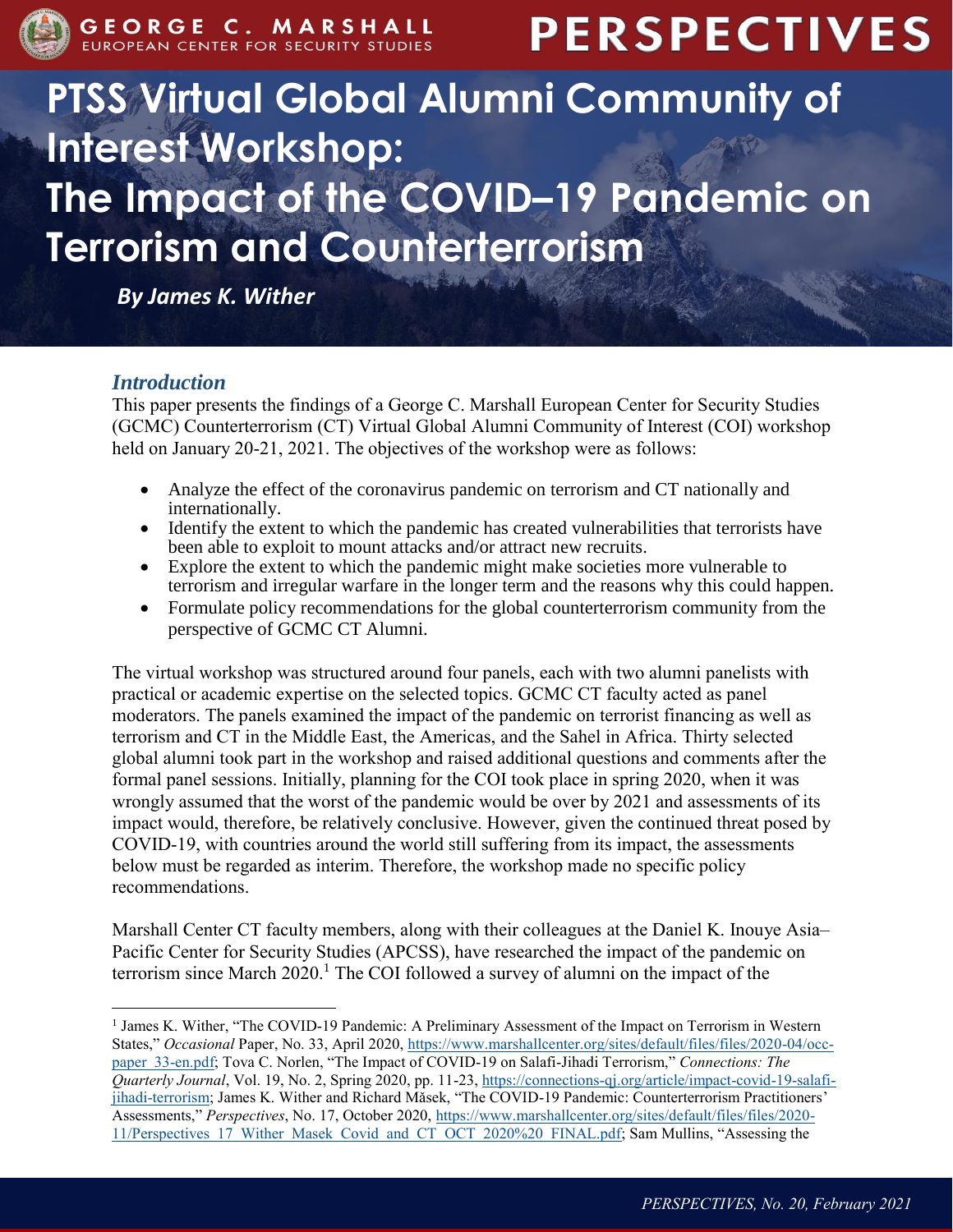# PTSS Virtual Global Alumni Community of Interest Workshop: The Impact of the COVID–19 Pandemic on Terrorism and Counterterrorism

***By James K. Wither***

## *Introduction*

This paper presents the findings of a George C. Marshall European Center for Security Studies (GCMC) Counterterrorism (CT) Virtual Global Alumni Community of Interest (COI) workshop held on January 20-21, 2021. The objectives of the workshop were as follows:

- Analyze the effect of the coronavirus pandemic on terrorism and CT nationally and internationally.
- Identify the extent to which the pandemic has created vulnerabilities that terrorists have been able to exploit to mount attacks and/or attract new recruits.
- Explore the extent to which the pandemic might make societies more vulnerable to terrorism and irregular warfare in the longer term and the reasons why this could happen.
- Formulate policy recommendations for the global counterterrorism community from the perspective of GCMC CT Alumni.

The virtual workshop was structured around four panels, each with two alumni panelists with practical or academic expertise on the selected topics. GCMC CT faculty acted as panel moderators. The panels examined the impact of the pandemic on terrorist financing as well as terrorism and CT in the Middle East, the Americas, and the Sahel in Africa. Thirty selected global alumni took part in the workshop and raised additional questions and comments after the formal panel sessions. Initially, planning for the COI took place in spring 2020, when it was wrongly assumed that the worst of the pandemic would be over by 2021 and assessments of its impact would, therefore, be relatively conclusive. However, given the continued threat posed by COVID-19, with countries around the world still suffering from its impact, the assessments below must be regarded as interim. Therefore, the workshop made no specific policy recommendations.

Marshall Center CT faculty members, along with their colleagues at the Daniel K. Inouye Asia–Pacific Center for Security Studies (APCSS), have researched the impact of the pandemic on terrorism since March 2020.[1] The COI followed a survey of alumni on the impact of the

---

[1] James K. Wither, "The COVID-19 Pandemic: A Preliminary Assessment of the Impact on Terrorism in Western States," *Occasional* Paper, No. 33, April 2020, https://www.marshallcenter.org/sites/default/files/files/2020-04/occ-paper_33-en.pdf; Tova C. Norlen, "The Impact of COVID-19 on Salafi-Jihadi Terrorism," *Connections: The Quarterly Journal*, Vol. 19, No. 2, Spring 2020, pp. 11-23, https://connections-qj.org/article/impact-covid-19-salafi-jihadi-terrorism; James K. Wither and Richard Mašek, "The COVID-19 Pandemic: Counterterrorism Practitioners' Assessments," *Perspectives*, No. 17, October 2020, https://www.marshallcenter.org/sites/default/files/files/2020-11/Perspectives_17_Wither_Masek_Covid_and_CT_OCT_2020%20_FINAL.pdf; Sam Mullins, "Assessing the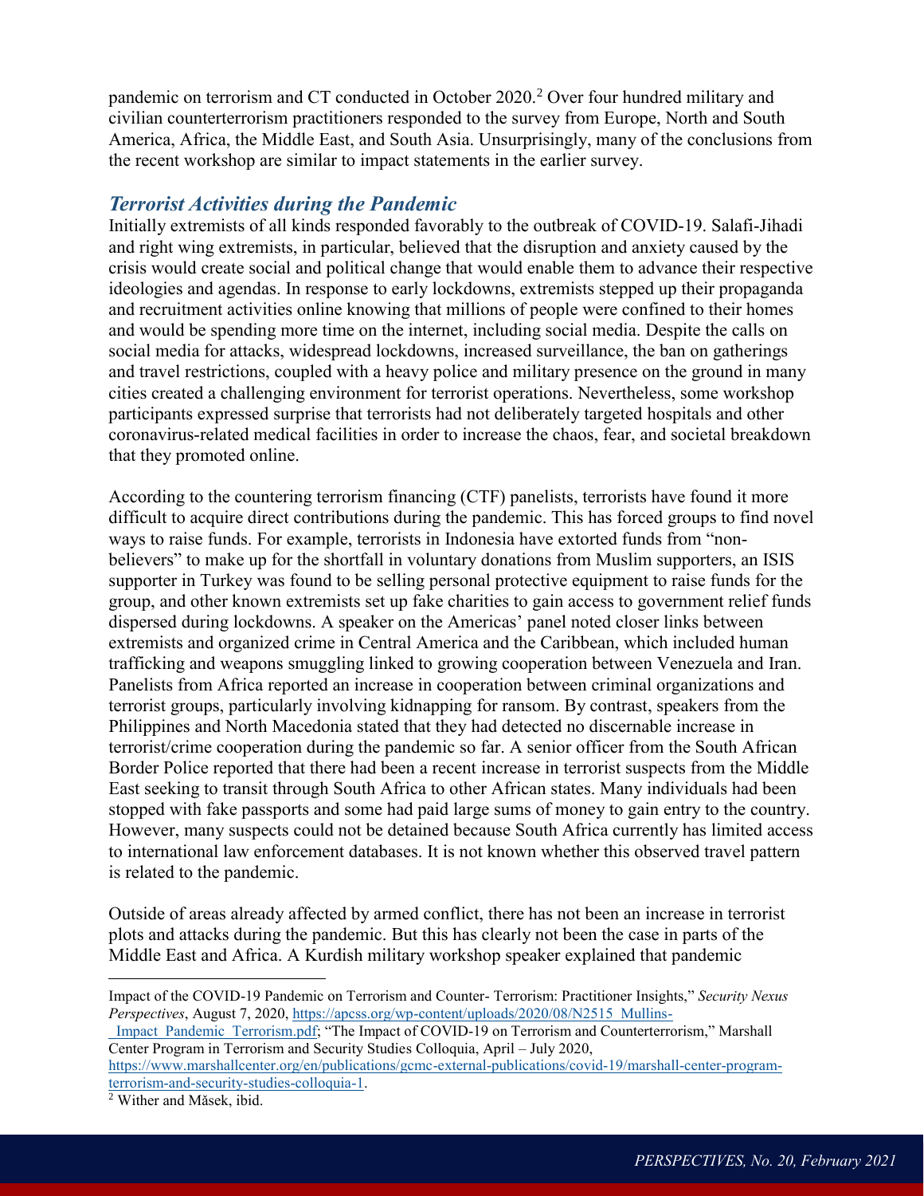pandemic on terrorism and CT conducted in October 2020.[2] Over four hundred military and civilian counterterrorism practitioners responded to the survey from Europe, North and South America, Africa, the Middle East, and South Asia. Unsurprisingly, many of the conclusions from the recent workshop are similar to impact statements in the earlier survey.

### *Terrorist Activities during the Pandemic*

Initially extremists of all kinds responded favorably to the outbreak of COVID-19. Salafi-Jihadi and right wing extremists, in particular, believed that the disruption and anxiety caused by the crisis would create social and political change that would enable them to advance their respective ideologies and agendas. In response to early lockdowns, extremists stepped up their propaganda and recruitment activities online knowing that millions of people were confined to their homes and would be spending more time on the internet, including social media. Despite the calls on social media for attacks, widespread lockdowns, increased surveillance, the ban on gatherings and travel restrictions, coupled with a heavy police and military presence on the ground in many cities created a challenging environment for terrorist operations. Nevertheless, some workshop participants expressed surprise that terrorists had not deliberately targeted hospitals and other coronavirus-related medical facilities in order to increase the chaos, fear, and societal breakdown that they promoted online.

According to the countering terrorism financing (CTF) panelists, terrorists have found it more difficult to acquire direct contributions during the pandemic. This has forced groups to find novel ways to raise funds. For example, terrorists in Indonesia have extorted funds from "non-believers" to make up for the shortfall in voluntary donations from Muslim supporters, an ISIS supporter in Turkey was found to be selling personal protective equipment to raise funds for the group, and other known extremists set up fake charities to gain access to government relief funds dispersed during lockdowns. A speaker on the Americas' panel noted closer links between extremists and organized crime in Central America and the Caribbean, which included human trafficking and weapons smuggling linked to growing cooperation between Venezuela and Iran. Panelists from Africa reported an increase in cooperation between criminal organizations and terrorist groups, particularly involving kidnapping for ransom. By contrast, speakers from the Philippines and North Macedonia stated that they had detected no discernable increase in terrorist/crime cooperation during the pandemic so far. A senior officer from the South African Border Police reported that there had been a recent increase in terrorist suspects from the Middle East seeking to transit through South Africa to other African states. Many individuals had been stopped with fake passports and some had paid large sums of money to gain entry to the country. However, many suspects could not be detained because South Africa currently has limited access to international law enforcement databases. It is not known whether this observed travel pattern is related to the pandemic.

Outside of areas already affected by armed conflict, there has not been an increase in terrorist plots and attacks during the pandemic. But this has clearly not been the case in parts of the Middle East and Africa. A Kurdish military workshop speaker explained that pandemic

---

Impact of the COVID-19 Pandemic on Terrorism and Counter- Terrorism: Practitioner Insights," *Security Nexus Perspectives*, August 7, 2020, https://apcss.org/wp-content/uploads/2020/08/N2515_Mullins-_Impact_Pandemic_Terrorism.pdf; "The Impact of COVID-19 on Terrorism and Counterterrorism," Marshall Center Program in Terrorism and Security Studies Colloquia, April – July 2020, https://www.marshallcenter.org/en/publications/gcmc-external-publications/covid-19/marshall-center-program-terrorism-and-security-studies-colloquia-1.

[2] Wither and Măsek, ibid.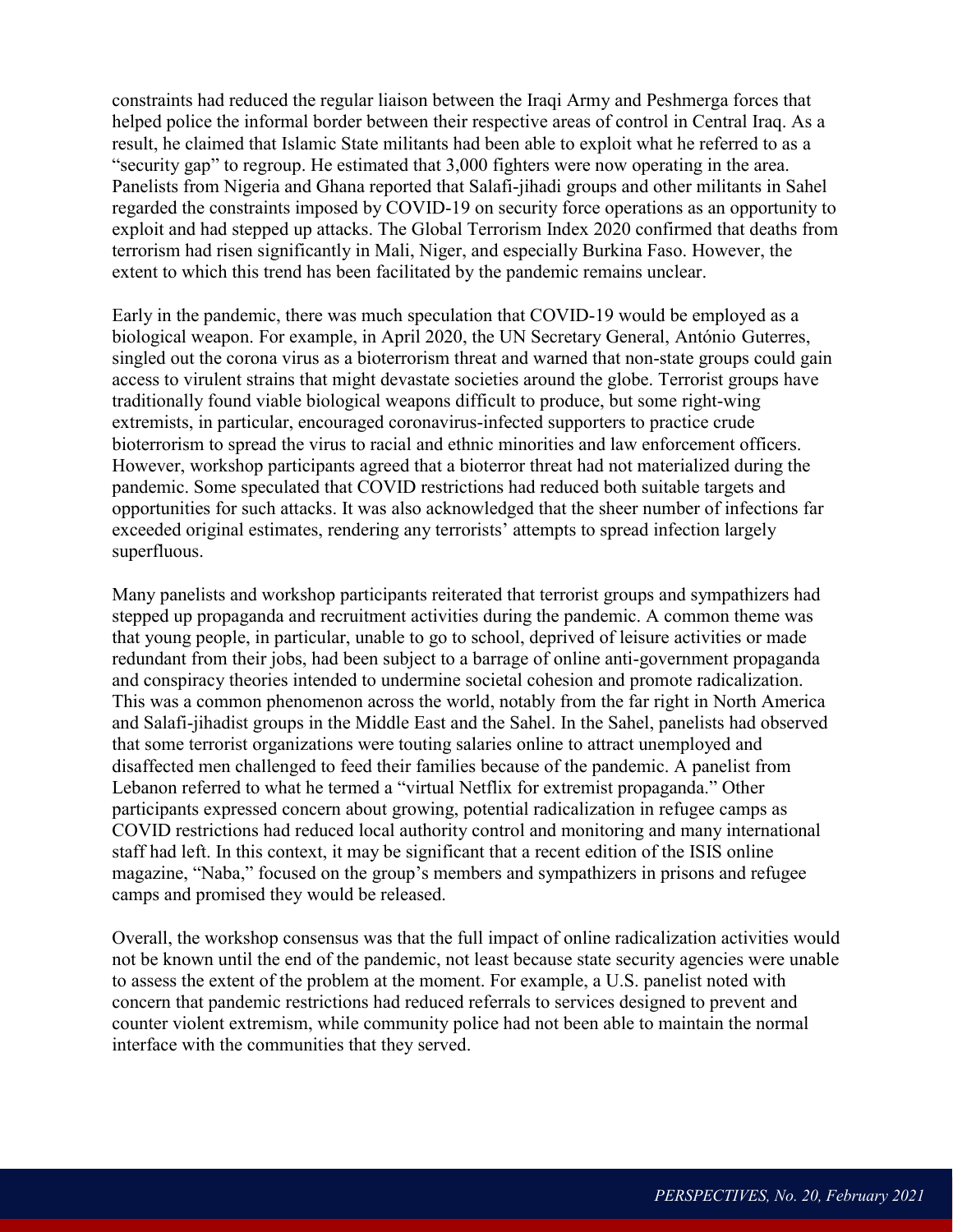constraints had reduced the regular liaison between the Iraqi Army and Peshmerga forces that helped police the informal border between their respective areas of control in Central Iraq. As a result, he claimed that Islamic State militants had been able to exploit what he referred to as a "security gap" to regroup. He estimated that 3,000 fighters were now operating in the area. Panelists from Nigeria and Ghana reported that Salafi-jihadi groups and other militants in Sahel regarded the constraints imposed by COVID-19 on security force operations as an opportunity to exploit and had stepped up attacks. The Global Terrorism Index 2020 confirmed that deaths from terrorism had risen significantly in Mali, Niger, and especially Burkina Faso. However, the extent to which this trend has been facilitated by the pandemic remains unclear.

Early in the pandemic, there was much speculation that COVID-19 would be employed as a biological weapon. For example, in April 2020, the UN Secretary General, António Guterres, singled out the corona virus as a bioterrorism threat and warned that non-state groups could gain access to virulent strains that might devastate societies around the globe. Terrorist groups have traditionally found viable biological weapons difficult to produce, but some right-wing extremists, in particular, encouraged coronavirus-infected supporters to practice crude bioterrorism to spread the virus to racial and ethnic minorities and law enforcement officers. However, workshop participants agreed that a bioterror threat had not materialized during the pandemic. Some speculated that COVID restrictions had reduced both suitable targets and opportunities for such attacks. It was also acknowledged that the sheer number of infections far exceeded original estimates, rendering any terrorists' attempts to spread infection largely superfluous.

Many panelists and workshop participants reiterated that terrorist groups and sympathizers had stepped up propaganda and recruitment activities during the pandemic. A common theme was that young people, in particular, unable to go to school, deprived of leisure activities or made redundant from their jobs, had been subject to a barrage of online anti-government propaganda and conspiracy theories intended to undermine societal cohesion and promote radicalization. This was a common phenomenon across the world, notably from the far right in North America and Salafi-jihadist groups in the Middle East and the Sahel. In the Sahel, panelists had observed that some terrorist organizations were touting salaries online to attract unemployed and disaffected men challenged to feed their families because of the pandemic. A panelist from Lebanon referred to what he termed a "virtual Netflix for extremist propaganda." Other participants expressed concern about growing, potential radicalization in refugee camps as COVID restrictions had reduced local authority control and monitoring and many international staff had left. In this context, it may be significant that a recent edition of the ISIS online magazine, "Naba," focused on the group's members and sympathizers in prisons and refugee camps and promised they would be released.

Overall, the workshop consensus was that the full impact of online radicalization activities would not be known until the end of the pandemic, not least because state security agencies were unable to assess the extent of the problem at the moment. For example, a U.S. panelist noted with concern that pandemic restrictions had reduced referrals to services designed to prevent and counter violent extremism, while community police had not been able to maintain the normal interface with the communities that they served.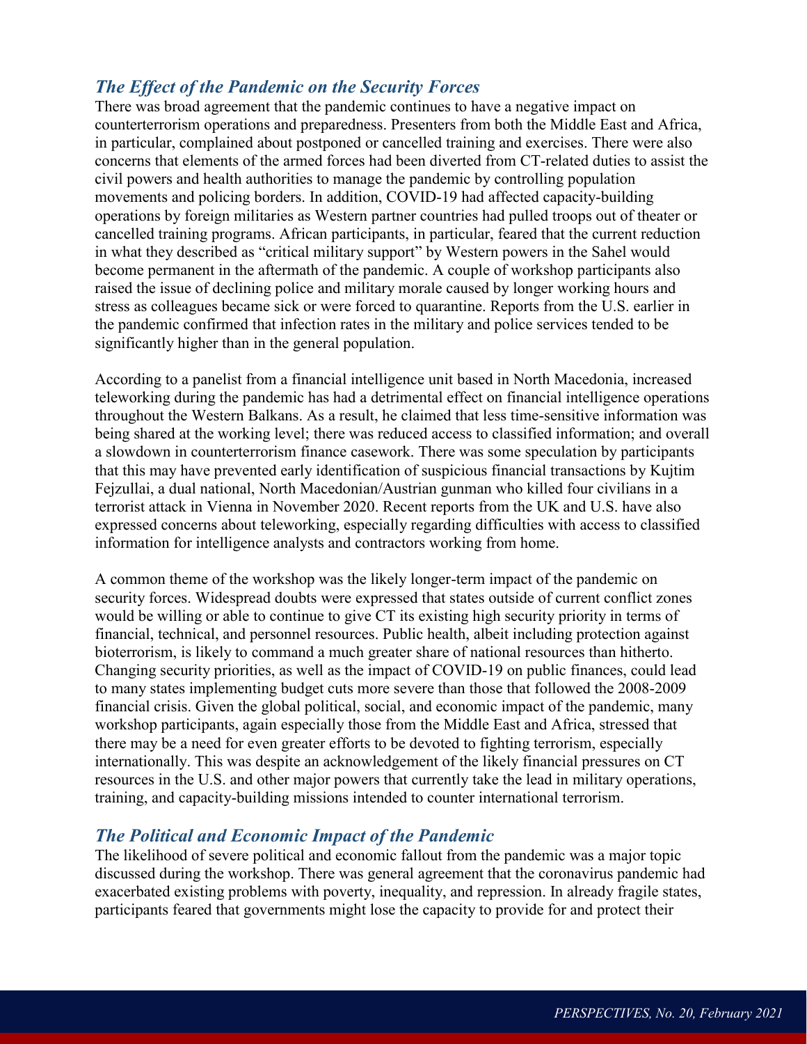## *The Effect of the Pandemic on the Security Forces*

There was broad agreement that the pandemic continues to have a negative impact on counterterrorism operations and preparedness. Presenters from both the Middle East and Africa, in particular, complained about postponed or cancelled training and exercises. There were also concerns that elements of the armed forces had been diverted from CT-related duties to assist the civil powers and health authorities to manage the pandemic by controlling population movements and policing borders. In addition, COVID-19 had affected capacity-building operations by foreign militaries as Western partner countries had pulled troops out of theater or cancelled training programs. African participants, in particular, feared that the current reduction in what they described as "critical military support" by Western powers in the Sahel would become permanent in the aftermath of the pandemic. A couple of workshop participants also raised the issue of declining police and military morale caused by longer working hours and stress as colleagues became sick or were forced to quarantine. Reports from the U.S. earlier in the pandemic confirmed that infection rates in the military and police services tended to be significantly higher than in the general population.

According to a panelist from a financial intelligence unit based in North Macedonia, increased teleworking during the pandemic has had a detrimental effect on financial intelligence operations throughout the Western Balkans. As a result, he claimed that less time-sensitive information was being shared at the working level; there was reduced access to classified information; and overall a slowdown in counterterrorism finance casework. There was some speculation by participants that this may have prevented early identification of suspicious financial transactions by Kujtim Fejzullai, a dual national, North Macedonian/Austrian gunman who killed four civilians in a terrorist attack in Vienna in November 2020. Recent reports from the UK and U.S. have also expressed concerns about teleworking, especially regarding difficulties with access to classified information for intelligence analysts and contractors working from home.

A common theme of the workshop was the likely longer-term impact of the pandemic on security forces. Widespread doubts were expressed that states outside of current conflict zones would be willing or able to continue to give CT its existing high security priority in terms of financial, technical, and personnel resources. Public health, albeit including protection against bioterrorism, is likely to command a much greater share of national resources than hitherto. Changing security priorities, as well as the impact of COVID-19 on public finances, could lead to many states implementing budget cuts more severe than those that followed the 2008-2009 financial crisis. Given the global political, social, and economic impact of the pandemic, many workshop participants, again especially those from the Middle East and Africa, stressed that there may be a need for even greater efforts to be devoted to fighting terrorism, especially internationally. This was despite an acknowledgement of the likely financial pressures on CT resources in the U.S. and other major powers that currently take the lead in military operations, training, and capacity-building missions intended to counter international terrorism.

## *The Political and Economic Impact of the Pandemic*

The likelihood of severe political and economic fallout from the pandemic was a major topic discussed during the workshop. There was general agreement that the coronavirus pandemic had exacerbated existing problems with poverty, inequality, and repression. In already fragile states, participants feared that governments might lose the capacity to provide for and protect their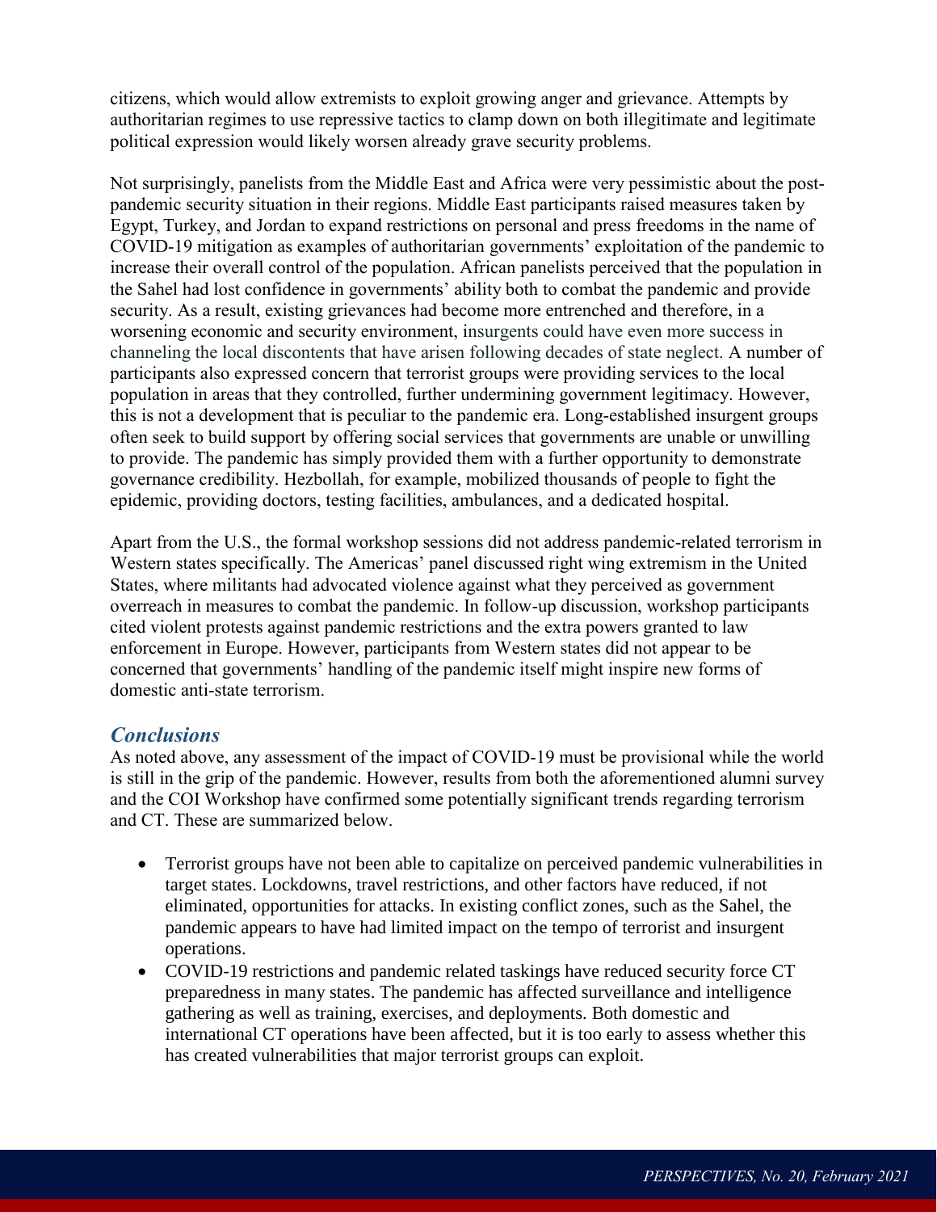citizens, which would allow extremists to exploit growing anger and grievance. Attempts by authoritarian regimes to use repressive tactics to clamp down on both illegitimate and legitimate political expression would likely worsen already grave security problems.

Not surprisingly, panelists from the Middle East and Africa were very pessimistic about the post-pandemic security situation in their regions. Middle East participants raised measures taken by Egypt, Turkey, and Jordan to expand restrictions on personal and press freedoms in the name of COVID-19 mitigation as examples of authoritarian governments' exploitation of the pandemic to increase their overall control of the population. African panelists perceived that the population in the Sahel had lost confidence in governments' ability both to combat the pandemic and provide security. As a result, existing grievances had become more entrenched and therefore, in a worsening economic and security environment, insurgents could have even more success in channeling the local discontents that have arisen following decades of state neglect. A number of participants also expressed concern that terrorist groups were providing services to the local population in areas that they controlled, further undermining government legitimacy. However, this is not a development that is peculiar to the pandemic era. Long-established insurgent groups often seek to build support by offering social services that governments are unable or unwilling to provide. The pandemic has simply provided them with a further opportunity to demonstrate governance credibility. Hezbollah, for example, mobilized thousands of people to fight the epidemic, providing doctors, testing facilities, ambulances, and a dedicated hospital.

Apart from the U.S., the formal workshop sessions did not address pandemic-related terrorism in Western states specifically. The Americas' panel discussed right wing extremism in the United States, where militants had advocated violence against what they perceived as government overreach in measures to combat the pandemic. In follow-up discussion, workshop participants cited violent protests against pandemic restrictions and the extra powers granted to law enforcement in Europe. However, participants from Western states did not appear to be concerned that governments' handling of the pandemic itself might inspire new forms of domestic anti-state terrorism.

## *Conclusions*

As noted above, any assessment of the impact of COVID-19 must be provisional while the world is still in the grip of the pandemic. However, results from both the aforementioned alumni survey and the COI Workshop have confirmed some potentially significant trends regarding terrorism and CT. These are summarized below.

- Terrorist groups have not been able to capitalize on perceived pandemic vulnerabilities in target states. Lockdowns, travel restrictions, and other factors have reduced, if not eliminated, opportunities for attacks. In existing conflict zones, such as the Sahel, the pandemic appears to have had limited impact on the tempo of terrorist and insurgent operations.
- COVID-19 restrictions and pandemic related taskings have reduced security force CT preparedness in many states. The pandemic has affected surveillance and intelligence gathering as well as training, exercises, and deployments. Both domestic and international CT operations have been affected, but it is too early to assess whether this has created vulnerabilities that major terrorist groups can exploit.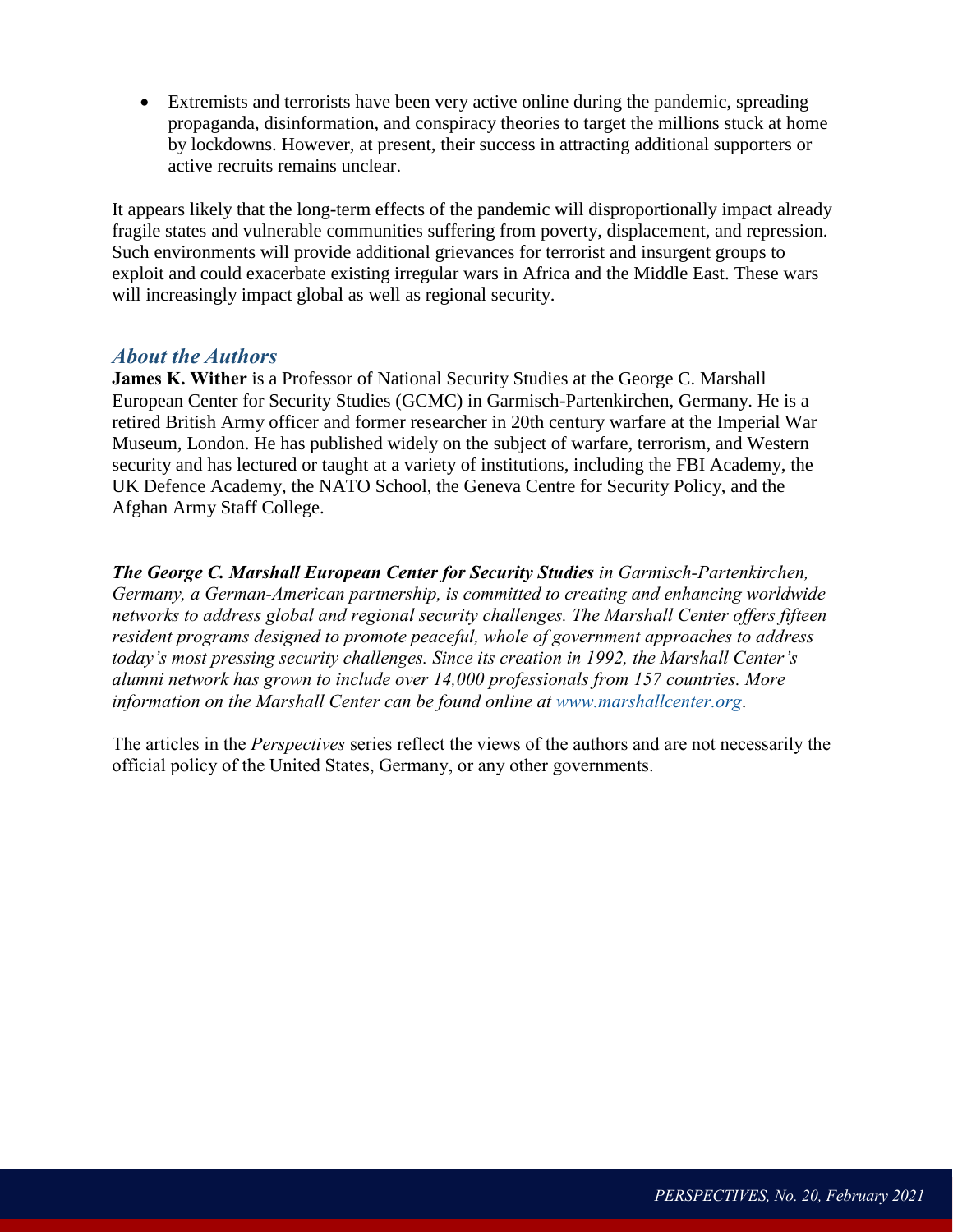- Extremists and terrorists have been very active online during the pandemic, spreading propaganda, disinformation, and conspiracy theories to target the millions stuck at home by lockdowns. However, at present, their success in attracting additional supporters or active recruits remains unclear.

It appears likely that the long-term effects of the pandemic will disproportionally impact already fragile states and vulnerable communities suffering from poverty, displacement, and repression. Such environments will provide additional grievances for terrorist and insurgent groups to exploit and could exacerbate existing irregular wars in Africa and the Middle East. These wars will increasingly impact global as well as regional security.

## *About the Authors*

**James K. Wither** is a Professor of National Security Studies at the George C. Marshall European Center for Security Studies (GCMC) in Garmisch-Partenkirchen, Germany. He is a retired British Army officer and former researcher in 20th century warfare at the Imperial War Museum, London. He has published widely on the subject of warfare, terrorism, and Western security and has lectured or taught at a variety of institutions, including the FBI Academy, the UK Defence Academy, the NATO School, the Geneva Centre for Security Policy, and the Afghan Army Staff College.

***The George C. Marshall European Center for Security Studies*** *in Garmisch-Partenkirchen, Germany, a German-American partnership, is committed to creating and enhancing worldwide networks to address global and regional security challenges. The Marshall Center offers fifteen resident programs designed to promote peaceful, whole of government approaches to address today's most pressing security challenges. Since its creation in 1992, the Marshall Center's alumni network has grown to include over 14,000 professionals from 157 countries. More information on the Marshall Center can be found online at [www.marshallcenter.org](http://www.marshallcenter.org).*

The articles in the *Perspectives* series reflect the views of the authors and are not necessarily the official policy of the United States, Germany, or any other governments.